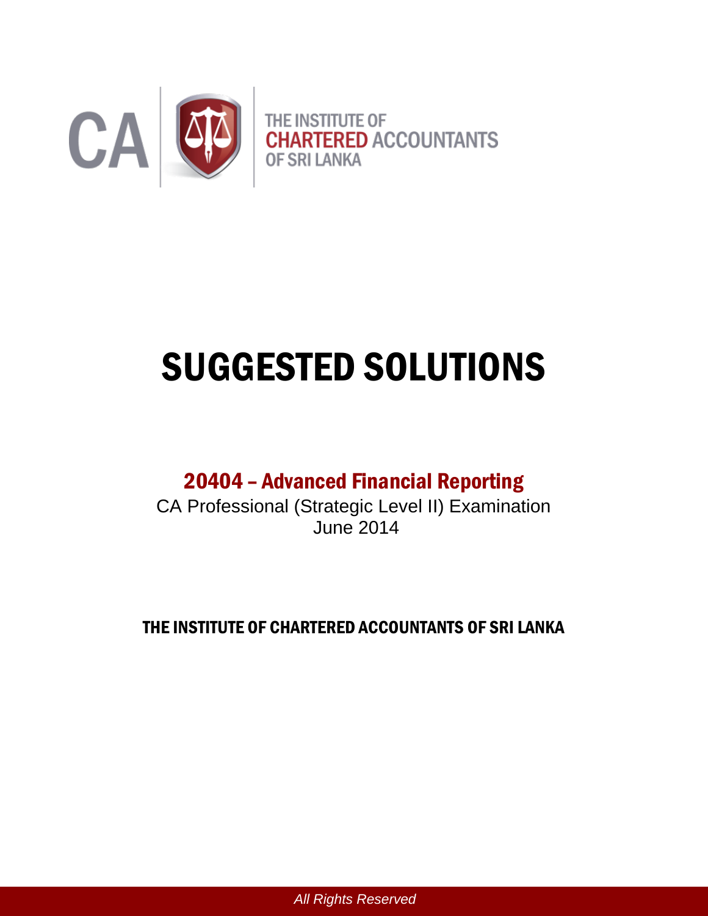CA

THE INSTITUTE OF CHARTERED ACCOUNTANTS OF SRI LANKA

# SUGGESTED SOLUTIONS

## 20404 – Advanced Financial Reporting

CA Professional (Strategic Level II) Examination
June 2014

**THE INSTITUTE OF CHARTERED ACCOUNTANTS OF SRI LANKA**

*All Rights Reserved*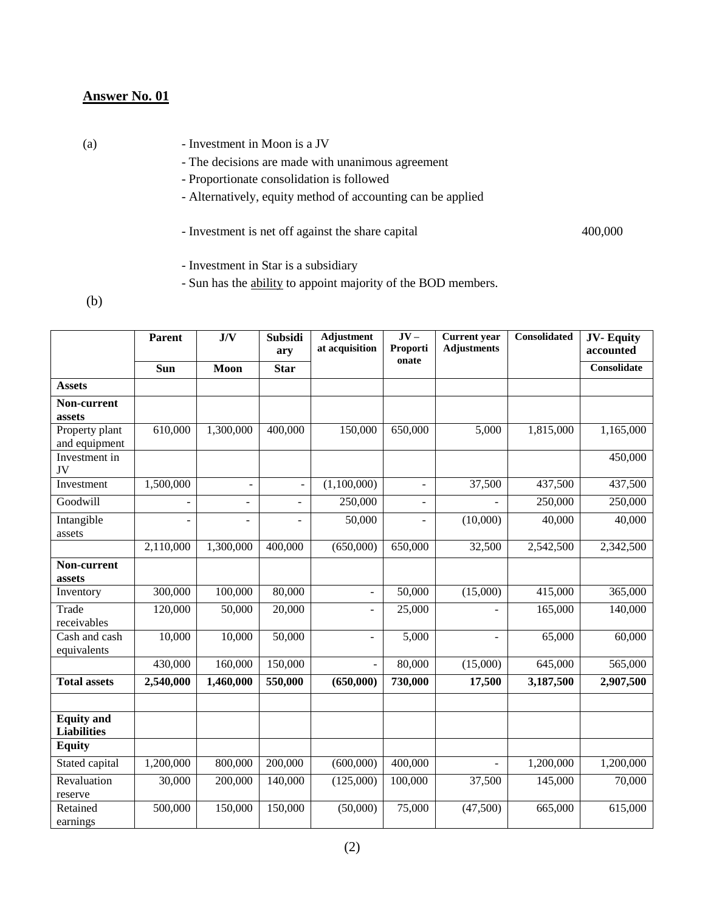## Answer No. 01

(a)

- Investment in Moon is a JV
- The decisions are made with unanimous agreement
- Proportionate consolidation is followed
- Alternatively, equity method of accounting can be applied

- Investment is net off against the share capital 400,000

- Investment in Star is a subsidiary
- Sun has the ability to appoint majority of the BOD members.

(b)

| | Parent | J/V | Subsidiary | Adjustment at acquisition | JV – Proportionate | Current year Adjustments | Consolidated | JV- Equity accounted |
|---|---|---|---|---|---|---|---|---|
| | Sun | Moon | Star | | | | | Consolidate |
| **Assets** | | | | | | | | |
| **Non-current assets** | | | | | | | | |
| Property plant and equipment | 610,000 | 1,300,000 | 400,000 | 150,000 | 650,000 | 5,000 | 1,815,000 | 1,165,000 |
| Investment in JV | | | | | | | | 450,000 |
| Investment | 1,500,000 | - | - | (1,100,000) | - | 37,500 | 437,500 | 437,500 |
| Goodwill | - | - | - | 250,000 | - | - | 250,000 | 250,000 |
| Intangible assets | - | - | - | 50,000 | - | (10,000) | 40,000 | 40,000 |
| | 2,110,000 | 1,300,000 | 400,000 | (650,000) | 650,000 | 32,500 | 2,542,500 | 2,342,500 |
| **Non-current assets** | | | | | | | | |
| Inventory | 300,000 | 100,000 | 80,000 | - | 50,000 | (15,000) | 415,000 | 365,000 |
| Trade receivables | 120,000 | 50,000 | 20,000 | - | 25,000 | - | 165,000 | 140,000 |
| Cash and cash equivalents | 10,000 | 10,000 | 50,000 | - | 5,000 | - | 65,000 | 60,000 |
| | 430,000 | 160,000 | 150,000 | - | 80,000 | (15,000) | 645,000 | 565,000 |
| **Total assets** | **2,540,000** | **1,460,000** | **550,000** | **(650,000)** | **730,000** | **17,500** | **3,187,500** | **2,907,500** |
| | | | | | | | | |
| **Equity and Liabilities** | | | | | | | | |
| **Equity** | | | | | | | | |
| Stated capital | 1,200,000 | 800,000 | 200,000 | (600,000) | 400,000 | - | 1,200,000 | 1,200,000 |
| Revaluation reserve | 30,000 | 200,000 | 140,000 | (125,000) | 100,000 | 37,500 | 145,000 | 70,000 |
| Retained earnings | 500,000 | 150,000 | 150,000 | (50,000) | 75,000 | (47,500) | 665,000 | 615,000 |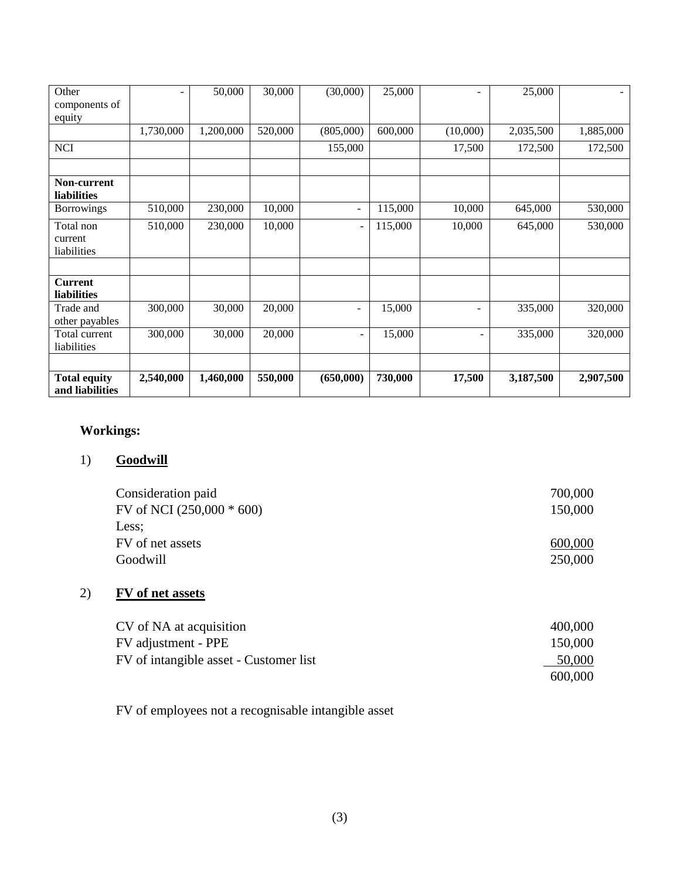| Other components of equity | - | 50,000 | 30,000 | (30,000) | 25,000 | - | 25,000 | - |
|---|---|---|---|---|---|---|---|---|
| | 1,730,000 | 1,200,000 | 520,000 | (805,000) | 600,000 | (10,000) | 2,035,500 | 1,885,000 |
| NCI | | | | 155,000 | | 17,500 | 172,500 | 172,500 |
| | | | | | | | | |
| **Non-current liabilities** | | | | | | | | |
| Borrowings | 510,000 | 230,000 | 10,000 | - | 115,000 | 10,000 | 645,000 | 530,000 |
| Total non current liabilities | 510,000 | 230,000 | 10,000 | - | 115,000 | 10,000 | 645,000 | 530,000 |
| | | | | | | | | |
| **Current liabilities** | | | | | | | | |
| Trade and other payables | 300,000 | 30,000 | 20,000 | - | 15,000 | - | 335,000 | 320,000 |
| Total current liabilities | 300,000 | 30,000 | 20,000 | - | 15,000 | - | 335,000 | 320,000 |
| | | | | | | | | |
| **Total equity and liabilities** | **2,540,000** | **1,460,000** | **550,000** | **(650,000)** | **730,000** | **17,500** | **3,187,500** | **2,907,500** |

**Workings:**

1) **Goodwill**

| | |
|---|---|
| Consideration paid | 700,000 |
| FV of NCI (250,000 * 600) | 150,000 |
| Less; | |
| FV of net assets | 600,000 |
| Goodwill | 250,000 |

2) **FV of net assets**

| | |
|---|---|
| CV of NA at acquisition | 400,000 |
| FV adjustment - PPE | 150,000 |
| FV of intangible asset - Customer list | 50,000 |
| | 600,000 |

FV of employees not a recognisable intangible asset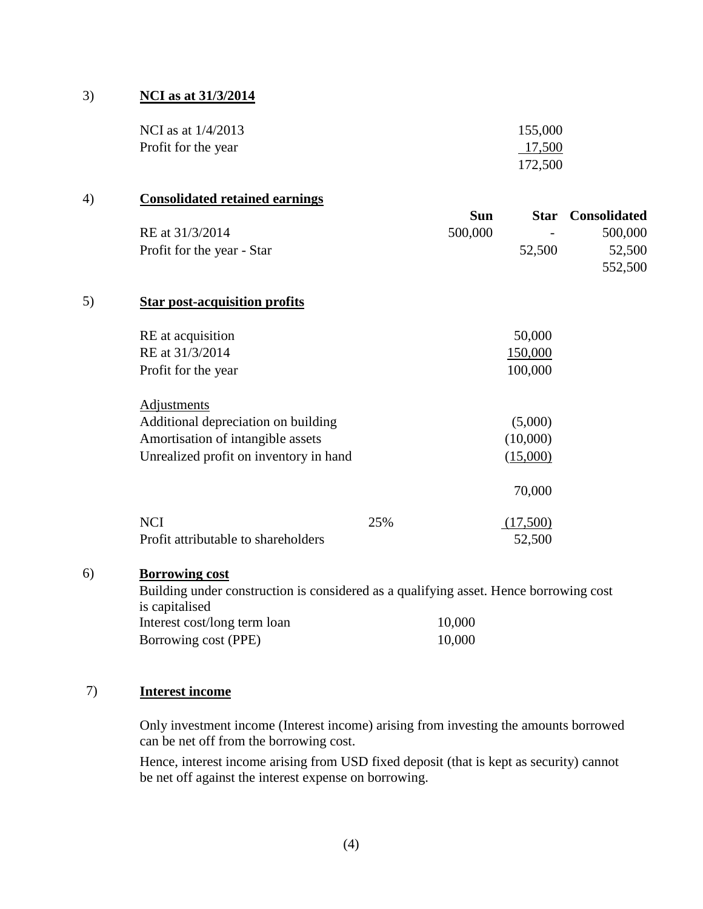3) **NCI as at 31/3/2014**

| | |
|---|---|
| NCI as at 1/4/2013 | 155,000 |
| Profit for the year | 17,500 |
| | 172,500 |

4) **Consolidated retained earnings**

| | Sun | Star | Consolidated |
|---|---|---|---|
| RE at 31/3/2014 | 500,000 | - | 500,000 |
| Profit for the year - Star | | 52,500 | 52,500 |
| | | | 552,500 |

5) **Star post-acquisition profits**

| | | |
|---|---|---|
| RE at acquisition | | 50,000 |
| RE at 31/3/2014 | | 150,000 |
| Profit for the year | | 100,000 |
| | | |
| Adjustments | | |
| Additional depreciation on building | | (5,000) |
| Amortisation of intangible assets | | (10,000) |
| Unrealized profit on inventory in hand | | (15,000) |
| | | 70,000 |
| NCI | 25% | (17,500) |
| Profit attributable to shareholders | | 52,500 |

6) **Borrowing cost**

Building under construction is considered as a qualifying asset. Hence borrowing cost is capitalised

| | |
|---|---|
| Interest cost/long term loan | 10,000 |
| Borrowing cost (PPE) | 10,000 |

7) **Interest income**

Only investment income (Interest income) arising from investing the amounts borrowed can be net off from the borrowing cost.

Hence, interest income arising from USD fixed deposit (that is kept as security) cannot be net off against the interest expense on borrowing.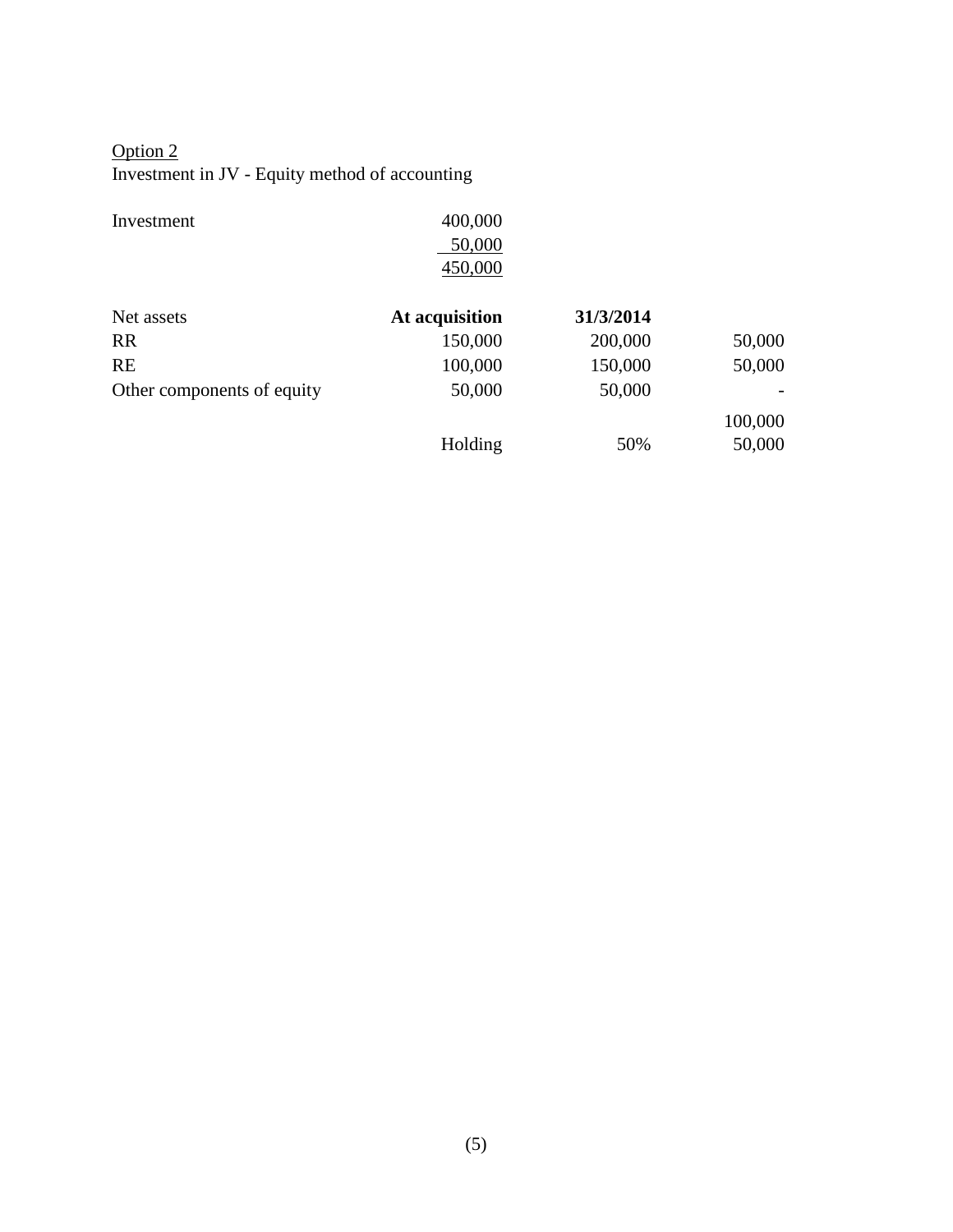<u>Option 2</u>

Investment in JV - Equity method of accounting

| | | | |
|---|---|---|---|
| Investment | 400,000 | | |
| | 50,000 | | |
| | 450,000 | | |

| Net assets | **At acquisition** | **31/3/2014** | |
|---|---|---|---|
| RR | 150,000 | 200,000 | 50,000 |
| RE | 100,000 | 150,000 | 50,000 |
| Other components of equity | 50,000 | 50,000 | - |
| | | | 100,000 |
| | Holding | 50% | 50,000 |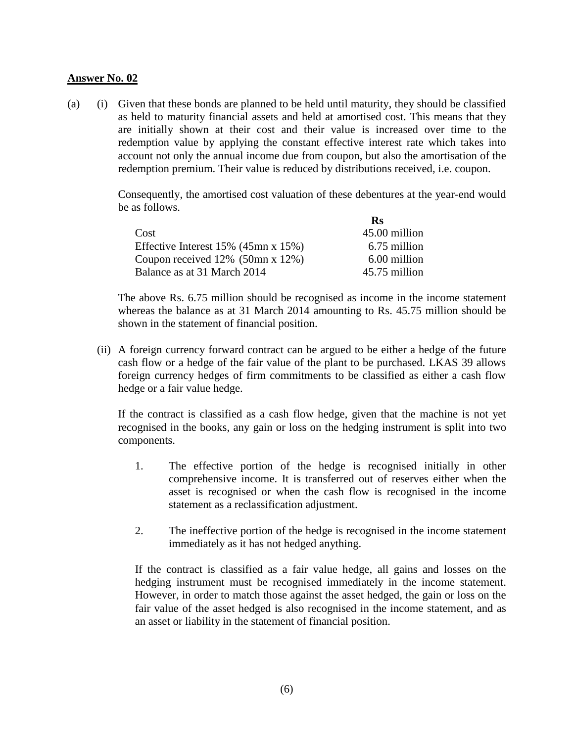**Answer No. 02**

(a) (i) Given that these bonds are planned to be held until maturity, they should be classified as held to maturity financial assets and held at amortised cost. This means that they are initially shown at their cost and their value is increased over time to the redemption value by applying the constant effective interest rate which takes into account not only the annual income due from coupon, but also the amortisation of the redemption premium. Their value is reduced by distributions received, i.e. coupon.

Consequently, the amortised cost valuation of these debentures at the year-end would be as follows.

| | **Rs** |
|---|---|
| Cost | 45.00 million |
| Effective Interest 15% (45mn x 15%) | 6.75 million |
| Coupon received 12% (50mn x 12%) | 6.00 million |
| Balance as at 31 March 2014 | 45.75 million |

The above Rs. 6.75 million should be recognised as income in the income statement whereas the balance as at 31 March 2014 amounting to Rs. 45.75 million should be shown in the statement of financial position.

(ii) A foreign currency forward contract can be argued to be either a hedge of the future cash flow or a hedge of the fair value of the plant to be purchased. LKAS 39 allows foreign currency hedges of firm commitments to be classified as either a cash flow hedge or a fair value hedge.

If the contract is classified as a cash flow hedge, given that the machine is not yet recognised in the books, any gain or loss on the hedging instrument is split into two components.

1. The effective portion of the hedge is recognised initially in other comprehensive income. It is transferred out of reserves either when the asset is recognised or when the cash flow is recognised in the income statement as a reclassification adjustment.

2. The ineffective portion of the hedge is recognised in the income statement immediately as it has not hedged anything.

If the contract is classified as a fair value hedge, all gains and losses on the hedging instrument must be recognised immediately in the income statement. However, in order to match those against the asset hedged, the gain or loss on the fair value of the asset hedged is also recognised in the income statement, and as an asset or liability in the statement of financial position.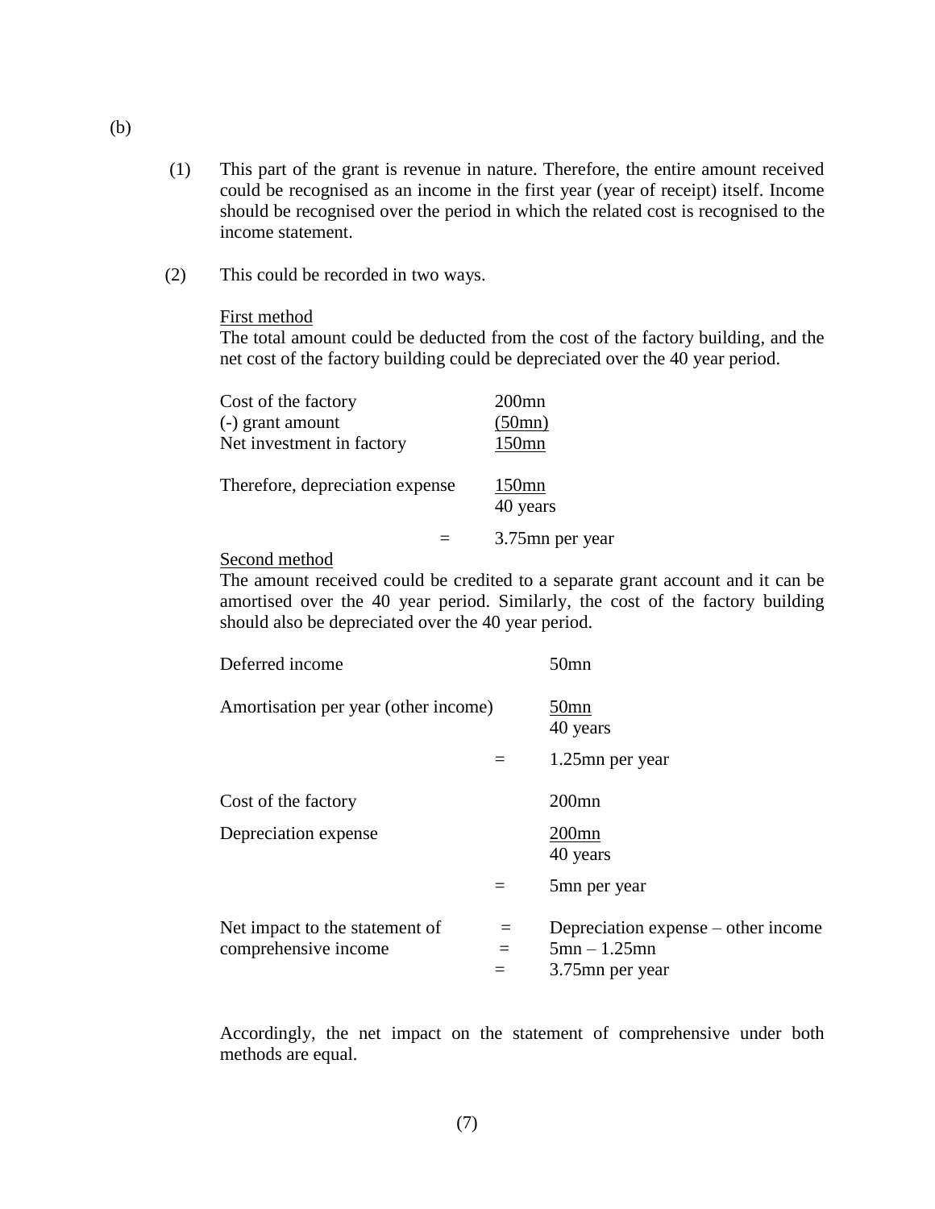(b)

(1) This part of the grant is revenue in nature. Therefore, the entire amount received could be recognised as an income in the first year (year of receipt) itself. Income should be recognised over the period in which the related cost is recognised to the income statement.

(2) This could be recorded in two ways.

<u>First method</u>

The total amount could be deducted from the cost of the factory building, and the net cost of the factory building could be depreciated over the 40 year period.

| | |
|---|---|
| Cost of the factory | 200mn |
| (-) grant amount | <u>(50mn)</u> |
| Net investment in factory | <u>150mn</u> |

Therefore, depreciation expense $= \dfrac{150mn}{40 \text{ years}}$

$=$ 3.75mn per year

<u>Second method</u>

The amount received could be credited to a separate grant account and it can be amortised over the 40 year period. Similarly, the cost of the factory building should also be depreciated over the 40 year period.

Deferred income 50mn

Amortisation per year (other income) $= \dfrac{50mn}{40 \text{ years}}$

$=$ 1.25mn per year

Cost of the factory 200mn

Depreciation expense $= \dfrac{200mn}{40 \text{ years}}$

$=$ 5mn per year

Net impact to the statement of comprehensive income
$=$ Depreciation expense – other income
$=$ 5mn – 1.25mn
$=$ 3.75mn per year

Accordingly, the net impact on the statement of comprehensive under both methods are equal.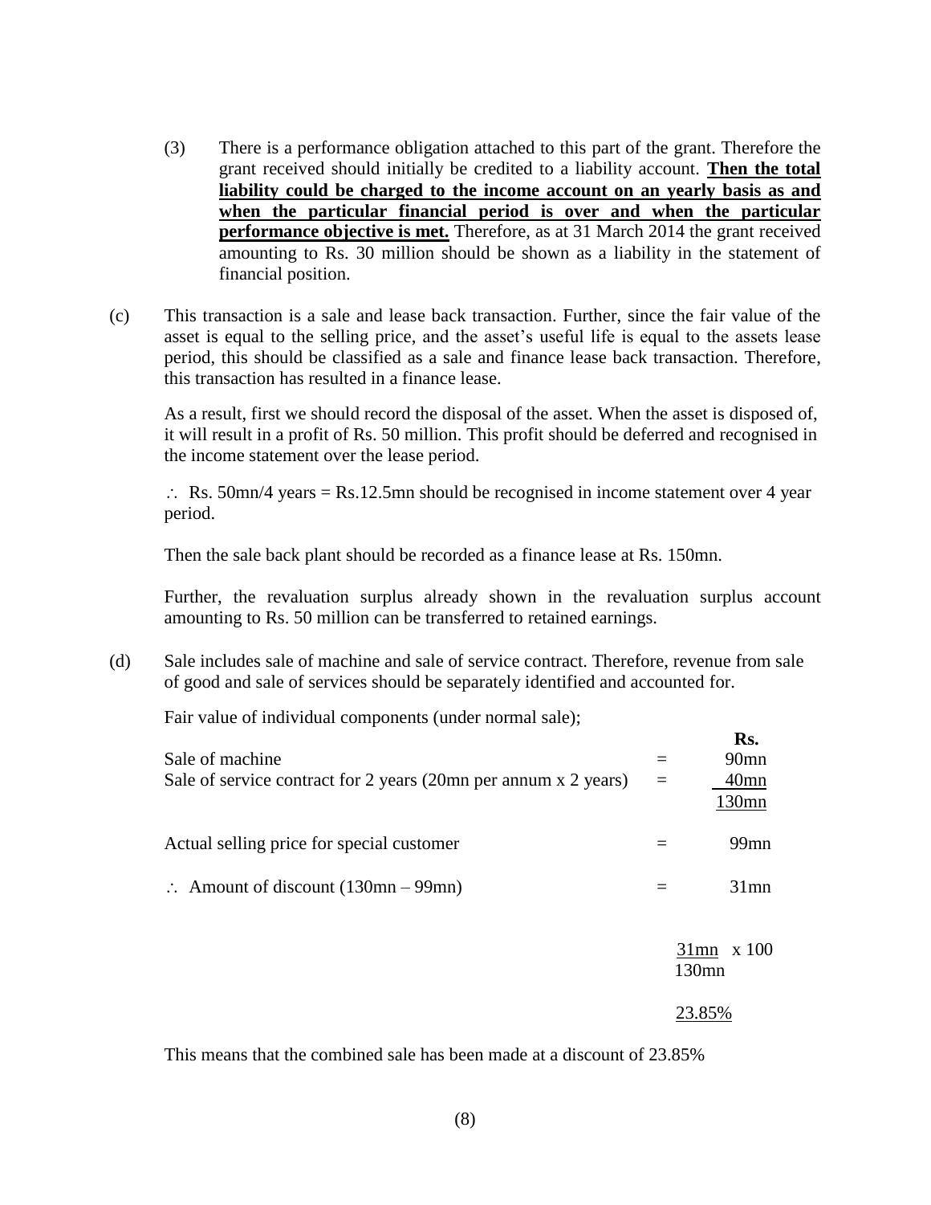(3) There is a performance obligation attached to this part of the grant. Therefore the grant received should initially be credited to a liability account. **<u>Then the total liability could be charged to the income account on an yearly basis as and when the particular financial period is over and when the particular performance objective is met.</u>** Therefore, as at 31 March 2014 the grant received amounting to Rs. 30 million should be shown as a liability in the statement of financial position.

(c) This transaction is a sale and lease back transaction. Further, since the fair value of the asset is equal to the selling price, and the asset's useful life is equal to the assets lease period, this should be classified as a sale and finance lease back transaction. Therefore, this transaction has resulted in a finance lease.

As a result, first we should record the disposal of the asset. When the asset is disposed of, it will result in a profit of Rs. 50 million. This profit should be deferred and recognised in the income statement over the lease period.

$\therefore$ Rs. 50mn/4 years = Rs.12.5mn should be recognised in income statement over 4 year period.

Then the sale back plant should be recorded as a finance lease at Rs. 150mn.

Further, the revaluation surplus already shown in the revaluation surplus account amounting to Rs. 50 million can be transferred to retained earnings.

(d) Sale includes sale of machine and sale of service contract. Therefore, revenue from sale of good and sale of services should be separately identified and accounted for.

Fair value of individual components (under normal sale);

| | | **Rs.** |
|---|---|---|
| Sale of machine | = | 90mn |
| Sale of service contract for 2 years (20mn per annum x 2 years) | = | <u>40mn</u> |
| | | <u>130mn</u> |
| Actual selling price for special customer | = | 99mn |
| $\therefore$ Amount of discount (130mn – 99mn) | = | 31mn |

$$\frac{31mn}{130mn} \times 100$$

<u>23.85%</u>

This means that the combined sale has been made at a discount of 23.85%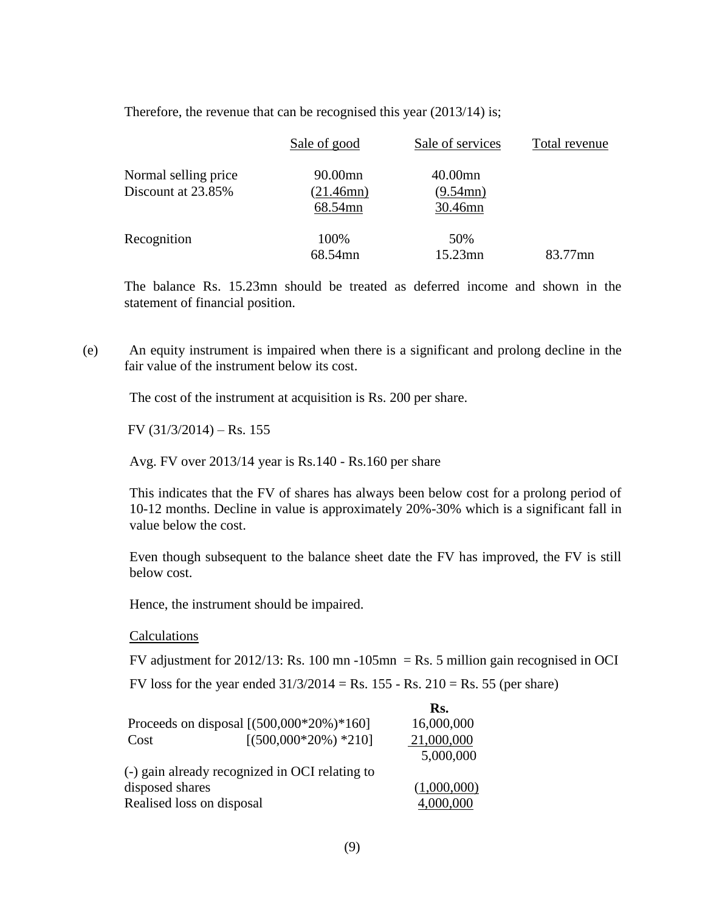Therefore, the revenue that can be recognised this year (2013/14) is;

| | Sale of good | Sale of services | Total revenue |
|---|---|---|---|
| Normal selling price | 90.00mn | 40.00mn | |
| Discount at 23.85% | (21.46mn) | (9.54mn) | |
| | 68.54mn | 30.46mn | |
| Recognition | 100% | 50% | |
| | 68.54mn | 15.23mn | 83.77mn |

The balance Rs. 15.23mn should be treated as deferred income and shown in the statement of financial position.

(e) An equity instrument is impaired when there is a significant and prolong decline in the fair value of the instrument below its cost.

The cost of the instrument at acquisition is Rs. 200 per share.

FV (31/3/2014) – Rs. 155

Avg. FV over 2013/14 year is Rs.140 - Rs.160 per share

This indicates that the FV of shares has always been below cost for a prolong period of 10-12 months. Decline in value is approximately 20%-30% which is a significant fall in value below the cost.

Even though subsequent to the balance sheet date the FV has improved, the FV is still below cost.

Hence, the instrument should be impaired.

Calculations

FV adjustment for 2012/13: Rs. 100 mn -105mn = Rs. 5 million gain recognised in OCI

FV loss for the year ended 31/3/2014 = Rs. 155 - Rs. 210 = Rs. 55 (per share)

| | | Rs. |
|---|---|---|
| Proceeds on disposal | [(500,000*20%)*160] | 16,000,000 |
| Cost | [(500,000*20%) *210] | 21,000,000 |
| | | 5,000,000 |
| (-) gain already recognized in OCI relating to disposed shares | | (1,000,000) |
| Realised loss on disposal | | 4,000,000 |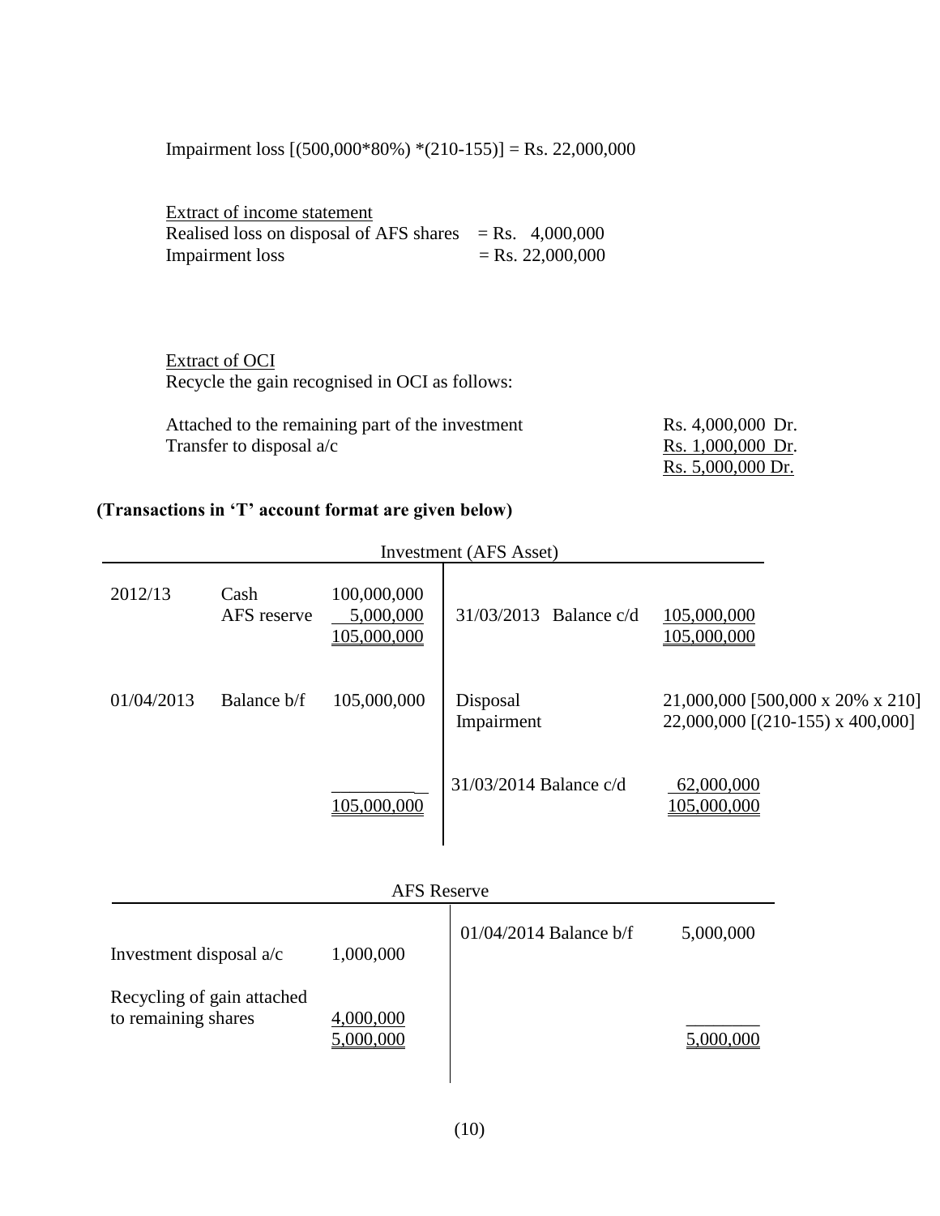Impairment loss [(500,000*80%) *(210-155)] = Rs. 22,000,000

Extract of income statement

| | |
|---|---|
| Realised loss on disposal of AFS shares | = Rs. 4,000,000 |
| Impairment loss | = Rs. 22,000,000 |

Extract of OCI

Recycle the gain recognised in OCI as follows:

| | |
|---|---|
| Attached to the remaining part of the investment | Rs. 4,000,000 Dr. |
| Transfer to disposal a/c | Rs. 1,000,000 Dr. |
| | Rs. 5,000,000 Dr. |

**(Transactions in 'T' account format are given below)**

Investment (AFS Asset)

| | | | | |
|---|---|---|---|---|
| 2012/13 | Cash | 100,000,000 | | |
| | AFS reserve | 5,000,000 | 31/03/2013 Balance c/d | 105,000,000 |
| | | 105,000,000 | | 105,000,000 |
| 01/04/2013 | Balance b/f | 105,000,000 | Disposal | 21,000,000 [500,000 x 20% x 210] |
| | | | Impairment | 22,000,000 [(210-155) x 400,000] |
| | | | 31/03/2014 Balance c/d | 62,000,000 |
| | | 105,000,000 | | 105,000,000 |

AFS Reserve

| | | | |
|---|---|---|---|
| | | 01/04/2014 Balance b/f | 5,000,000 |
| Investment disposal a/c | 1,000,000 | | |
| Recycling of gain attached to remaining shares | 4,000,000 | | |
| | 5,000,000 | | 5,000,000 |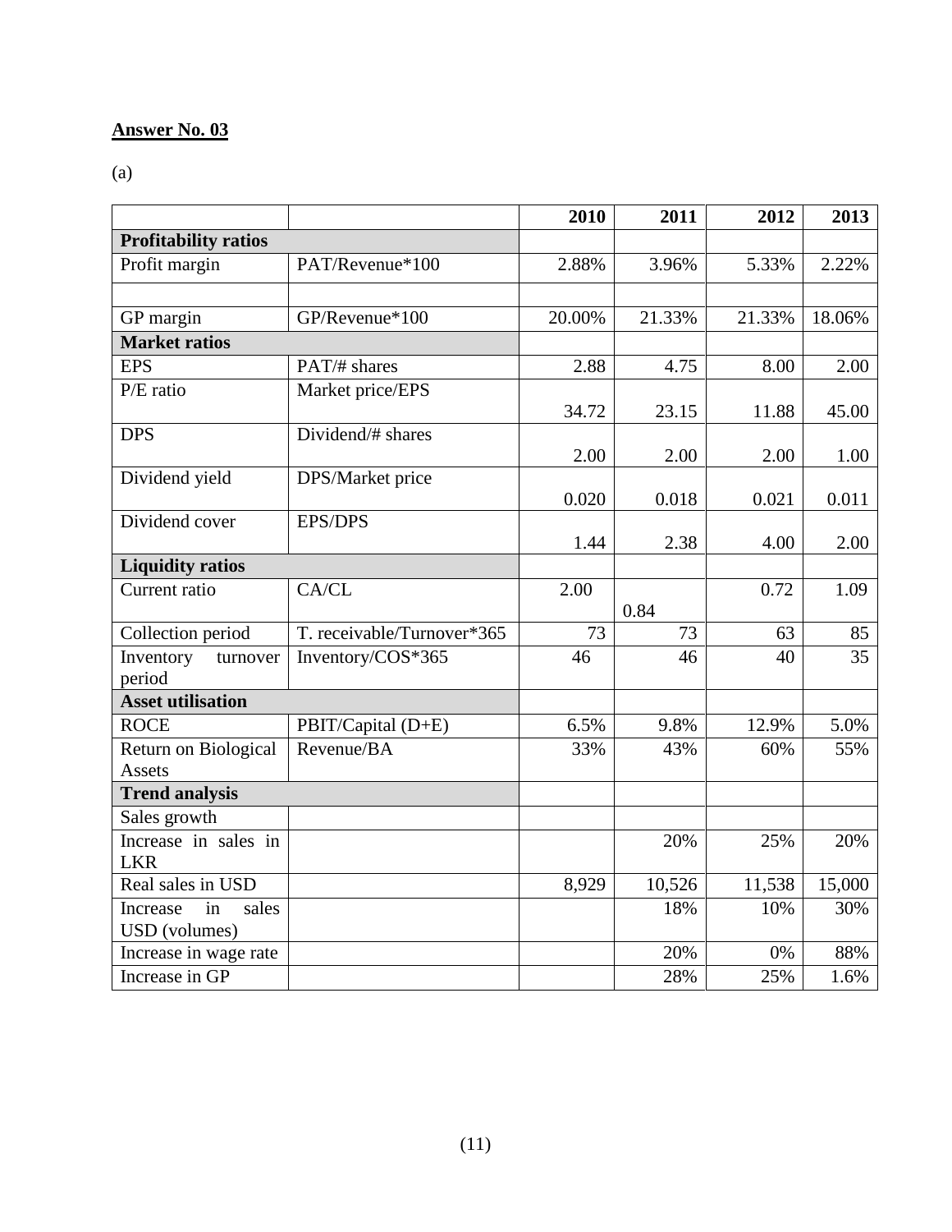**Answer No. 03**

(a)

| | | 2010 | 2011 | 2012 | 2013 |
|---|---|---|---|---|---|
| **Profitability ratios** | | | | | |
| Profit margin | PAT/Revenue*100 | 2.88% | 3.96% | 5.33% | 2.22% |
| | | | | | |
| GP margin | GP/Revenue*100 | 20.00% | 21.33% | 21.33% | 18.06% |
| **Market ratios** | | | | | |
| EPS | PAT/# shares | 2.88 | 4.75 | 8.00 | 2.00 |
| P/E ratio | Market price/EPS | 34.72 | 23.15 | 11.88 | 45.00 |
| DPS | Dividend/# shares | 2.00 | 2.00 | 2.00 | 1.00 |
| Dividend yield | DPS/Market price | 0.020 | 0.018 | 0.021 | 0.011 |
| Dividend cover | EPS/DPS | 1.44 | 2.38 | 4.00 | 2.00 |
| **Liquidity ratios** | | | | | |
| Current ratio | CA/CL | 2.00 | 0.84 | 0.72 | 1.09 |
| Collection period | T. receivable/Turnover*365 | 73 | 73 | 63 | 85 |
| Inventory turnover period | Inventory/COS*365 | 46 | 46 | 40 | 35 |
| **Asset utilisation** | | | | | |
| ROCE | PBIT/Capital (D+E) | 6.5% | 9.8% | 12.9% | 5.0% |
| Return on Biological Assets | Revenue/BA | 33% | 43% | 60% | 55% |
| **Trend analysis** | | | | | |
| Sales growth | | | | | |
| Increase in sales in LKR | | | 20% | 25% | 20% |
| Real sales in USD | | 8,929 | 10,526 | 11,538 | 15,000 |
| Increase in sales USD (volumes) | | | 18% | 10% | 30% |
| Increase in wage rate | | | 20% | 0% | 88% |
| Increase in GP | | | 28% | 25% | 1.6% |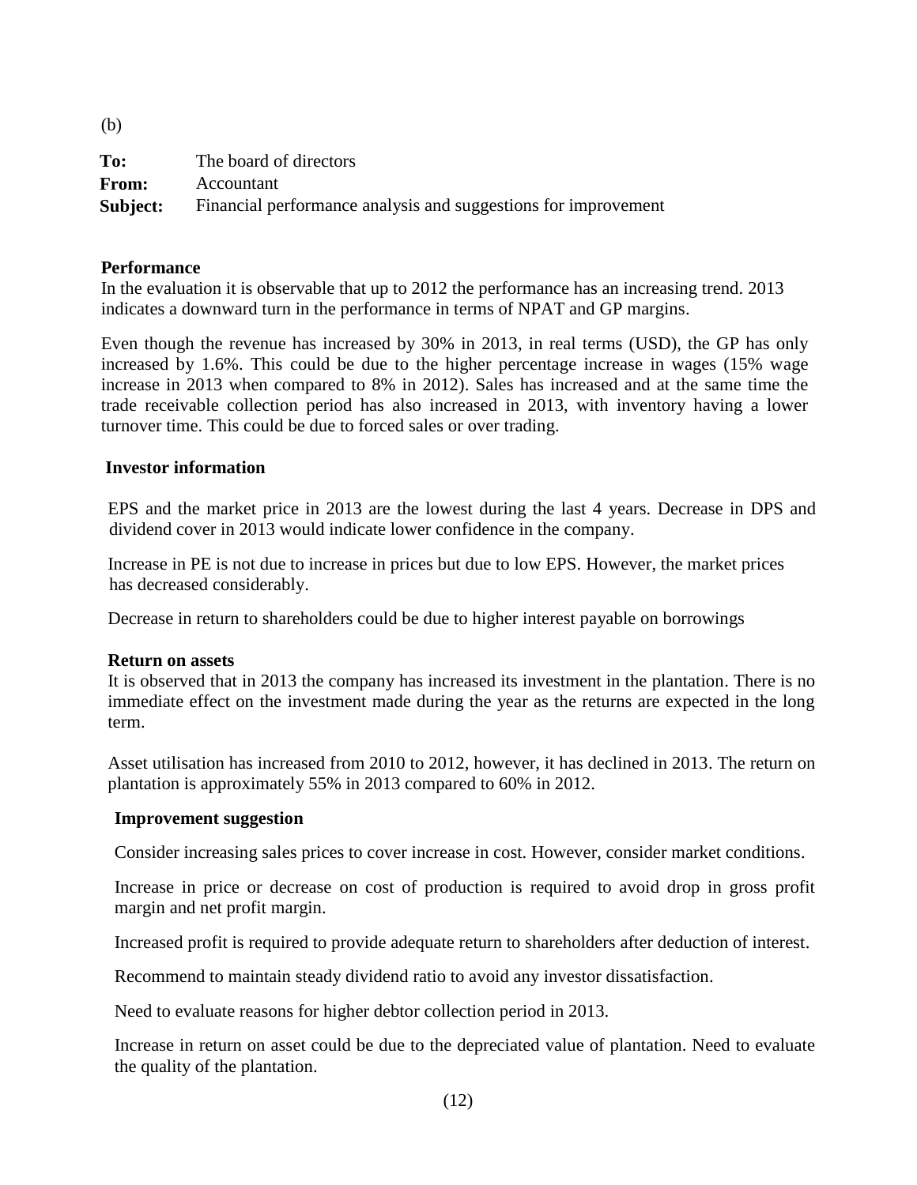(b)

**To:** The board of directors
**From:** Accountant
**Subject:** Financial performance analysis and suggestions for improvement

**Performance**

In the evaluation it is observable that up to 2012 the performance has an increasing trend. 2013 indicates a downward turn in the performance in terms of NPAT and GP margins.

Even though the revenue has increased by 30% in 2013, in real terms (USD), the GP has only increased by 1.6%. This could be due to the higher percentage increase in wages (15% wage increase in 2013 when compared to 8% in 2012). Sales has increased and at the same time the trade receivable collection period has also increased in 2013, with inventory having a lower turnover time. This could be due to forced sales or over trading.

**Investor information**

EPS and the market price in 2013 are the lowest during the last 4 years. Decrease in DPS and dividend cover in 2013 would indicate lower confidence in the company.

Increase in PE is not due to increase in prices but due to low EPS. However, the market prices has decreased considerably.

Decrease in return to shareholders could be due to higher interest payable on borrowings

**Return on assets**

It is observed that in 2013 the company has increased its investment in the plantation. There is no immediate effect on the investment made during the year as the returns are expected in the long term.

Asset utilisation has increased from 2010 to 2012, however, it has declined in 2013. The return on plantation is approximately 55% in 2013 compared to 60% in 2012.

**Improvement suggestion**

Consider increasing sales prices to cover increase in cost. However, consider market conditions.

Increase in price or decrease on cost of production is required to avoid drop in gross profit margin and net profit margin.

Increased profit is required to provide adequate return to shareholders after deduction of interest.

Recommend to maintain steady dividend ratio to avoid any investor dissatisfaction.

Need to evaluate reasons for higher debtor collection period in 2013.

Increase in return on asset could be due to the depreciated value of plantation. Need to evaluate the quality of the plantation.

(12)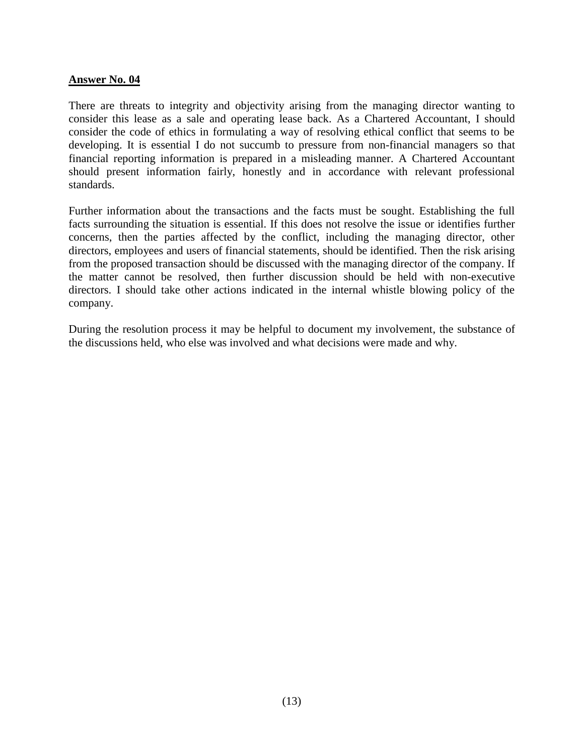**Answer No. 04**

There are threats to integrity and objectivity arising from the managing director wanting to consider this lease as a sale and operating lease back. As a Chartered Accountant, I should consider the code of ethics in formulating a way of resolving ethical conflict that seems to be developing. It is essential I do not succumb to pressure from non-financial managers so that financial reporting information is prepared in a misleading manner. A Chartered Accountant should present information fairly, honestly and in accordance with relevant professional standards.

Further information about the transactions and the facts must be sought. Establishing the full facts surrounding the situation is essential. If this does not resolve the issue or identifies further concerns, then the parties affected by the conflict, including the managing director, other directors, employees and users of financial statements, should be identified. Then the risk arising from the proposed transaction should be discussed with the managing director of the company. If the matter cannot be resolved, then further discussion should be held with non-executive directors. I should take other actions indicated in the internal whistle blowing policy of the company.

During the resolution process it may be helpful to document my involvement, the substance of the discussions held, who else was involved and what decisions were made and why.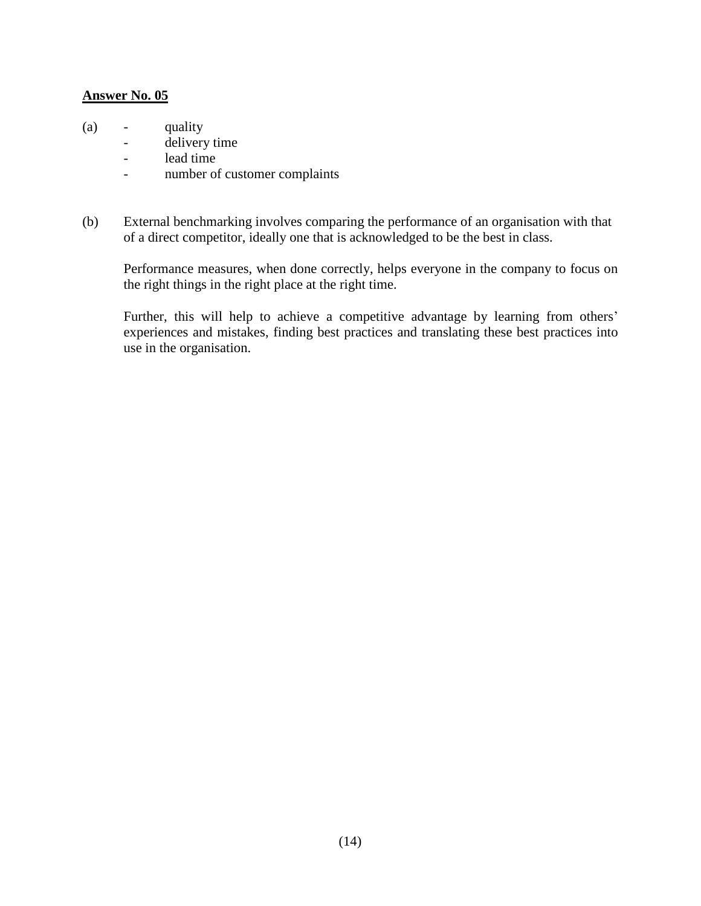**Answer No. 05**

(a)
- quality
- delivery time
- lead time
- number of customer complaints

(b) External benchmarking involves comparing the performance of an organisation with that of a direct competitor, ideally one that is acknowledged to be the best in class.

Performance measures, when done correctly, helps everyone in the company to focus on the right things in the right place at the right time.

Further, this will help to achieve a competitive advantage by learning from others' experiences and mistakes, finding best practices and translating these best practices into use in the organisation.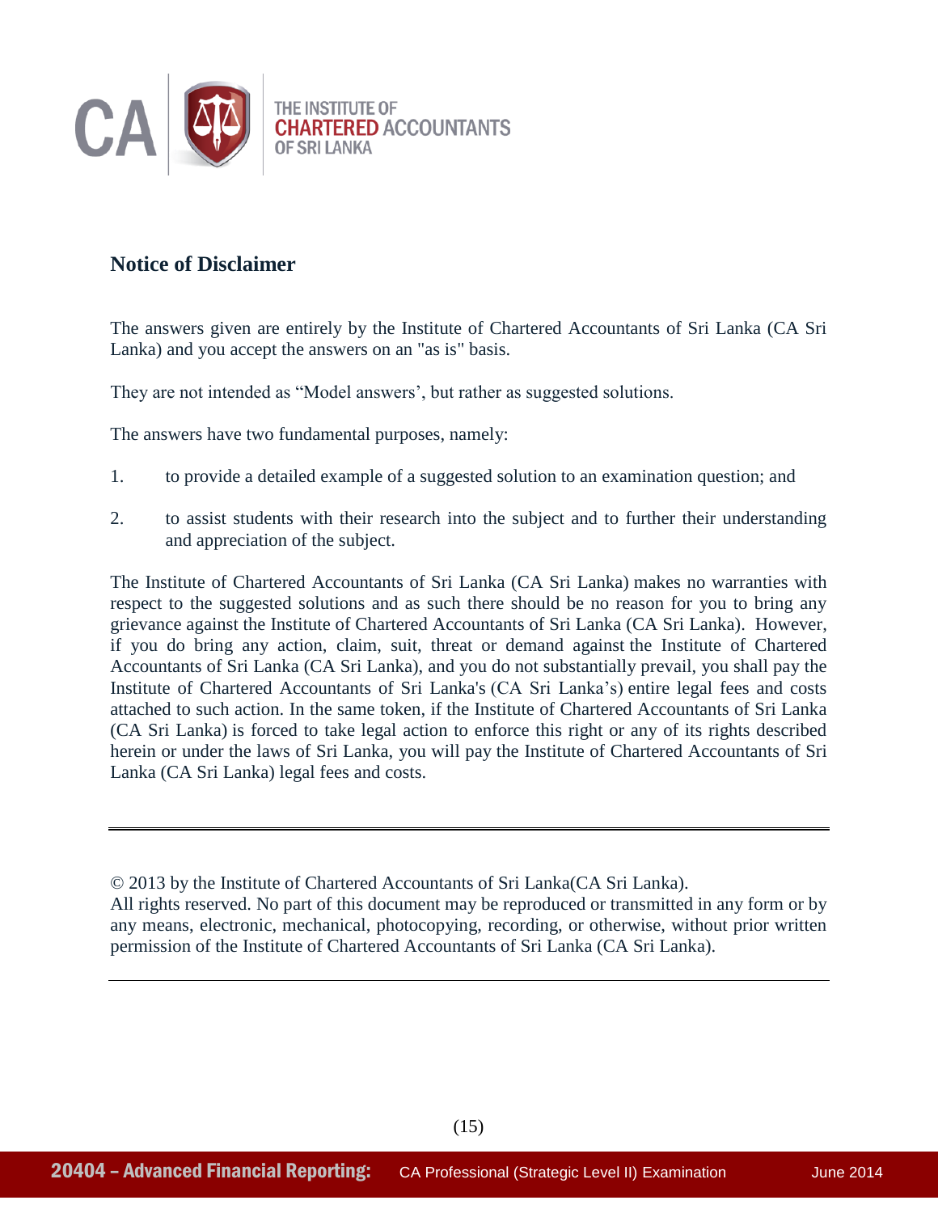THE INSTITUTE OF CHARTERED ACCOUNTANTS OF SRI LANKA

## Notice of Disclaimer

The answers given are entirely by the Institute of Chartered Accountants of Sri Lanka (CA Sri Lanka) and you accept the answers on an "as is" basis.

They are not intended as "Model answers', but rather as suggested solutions.

The answers have two fundamental purposes, namely:

1. to provide a detailed example of a suggested solution to an examination question; and
2. to assist students with their research into the subject and to further their understanding and appreciation of the subject.

The Institute of Chartered Accountants of Sri Lanka (CA Sri Lanka) makes no warranties with respect to the suggested solutions and as such there should be no reason for you to bring any grievance against the Institute of Chartered Accountants of Sri Lanka (CA Sri Lanka). However, if you do bring any action, claim, suit, threat or demand against the Institute of Chartered Accountants of Sri Lanka (CA Sri Lanka), and you do not substantially prevail, you shall pay the Institute of Chartered Accountants of Sri Lanka's (CA Sri Lanka's) entire legal fees and costs attached to such action. In the same token, if the Institute of Chartered Accountants of Sri Lanka (CA Sri Lanka) is forced to take legal action to enforce this right or any of its rights described herein or under the laws of Sri Lanka, you will pay the Institute of Chartered Accountants of Sri Lanka (CA Sri Lanka) legal fees and costs.

---

© 2013 by the Institute of Chartered Accountants of Sri Lanka(CA Sri Lanka).
All rights reserved. No part of this document may be reproduced or transmitted in any form or by any means, electronic, mechanical, photocopying, recording, or otherwise, without prior written permission of the Institute of Chartered Accountants of Sri Lanka (CA Sri Lanka).

---